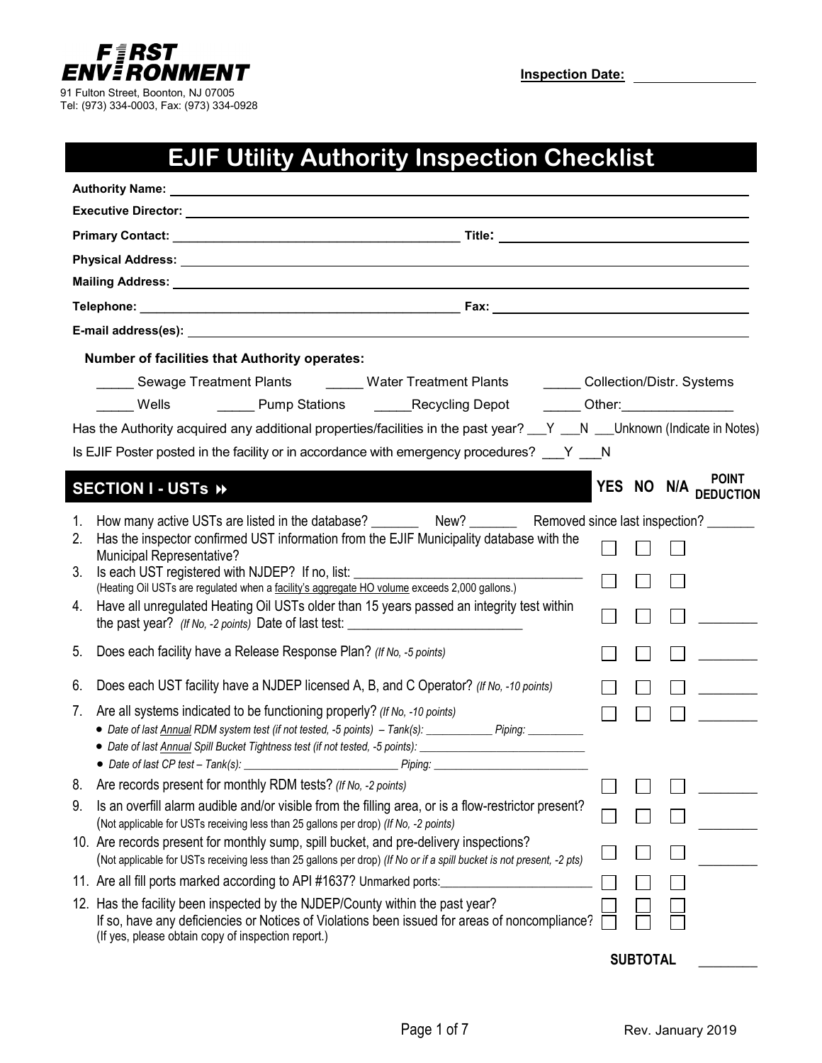**FIRST ENVIRONMENT**
91 Fulton Street, Boonton, NJ 07005
Tel: (973) 334-0003, Fax: (973) 334-0928

**Inspection Date:** ________________

# EJIF Utility Authority Inspection Checklist

**Authority Name:** ____________________________________________

**Executive Director:** ____________________________________________

**Primary Contact:** ______________________________ **Title:** ______________________________

**Physical Address:** ____________________________________________

**Mailing Address:** ____________________________________________

**Telephone:** ______________________________ **Fax:** ______________________________

**E-mail address(es):** ____________________________________________

**Number of facilities that Authority operates:**

_____ Sewage Treatment Plants _____ Water Treatment Plants _____ Collection/Distr. Systems

_____ Wells _____ Pump Stations _____Recycling Depot _____ Other:_______________

Has the Authority acquired any additional properties/facilities in the past year? ___Y ___N ___Unknown (Indicate in Notes)

Is EJIF Poster posted in the facility or in accordance with emergency procedures? ___Y ___N

## SECTION I - USTs

| # | Item | YES | NO | N/A | POINT DEDUCTION |
|---|---|---|---|---|---|
| 1. | How many active USTs are listed in the database? _______ New? _______ Removed since last inspection? _______ | | | | |
| 2. | Has the inspector confirmed UST information from the EJIF Municipality database with the Municipal Representative? | ☐ | ☐ | ☐ | |
| 3. | Is each UST registered with NJDEP? If no, list: ______________________ *(Heating Oil USTs are regulated when a facility's aggregate HO volume exceeds 2,000 gallons.)* | ☐ | ☐ | ☐ | |
| 4. | Have all unregulated Heating Oil USTs older than 15 years passed an integrity test within the past year? *(If No, -2 points)* Date of last test: ______________________ | ☐ | ☐ | ☐ | ________ |
| 5. | Does each facility have a Release Response Plan? *(If No, -5 points)* | ☐ | ☐ | ☐ | ________ |
| 6. | Does each UST facility have a NJDEP licensed A, B, and C Operator? *(If No, -10 points)* | ☐ | ☐ | ☐ | ________ |
| 7. | Are all systems indicated to be functioning properly? *(If No, -10 points)*<br>• *Date of last Annual RDM system test (if not tested, -5 points) – Tank(s): ___________ Piping: _________*<br>• *Date of last Annual Spill Bucket Tightness test (if not tested, -5 points): ______________________*<br>• *Date of last CP test – Tank(s): ______________________ Piping: ______________________* | ☐ | ☐ | ☐ | ________ |
| 8. | Are records present for monthly RDM tests? *(If No, -2 points)* | ☐ | ☐ | ☐ | ________ |
| 9. | Is an overfill alarm audible and/or visible from the filling area, or is a flow-restrictor present? (Not applicable for USTs receiving less than 25 gallons per drop) *(If No, -2 points)* | ☐ | ☐ | ☐ | ________ |
| 10. | Are records present for monthly sump, spill bucket, and pre-delivery inspections? (Not applicable for USTs receiving less than 25 gallons per drop) *(If No or if a spill bucket is not present, -2 pts)* | ☐ | ☐ | ☐ | ________ |
| 11. | Are all fill ports marked according to API #1637? Unmarked ports:______________________ | ☐ | ☐ | ☐ | |
| 12. | Has the facility been inspected by the NJDEP/County within the past year? | ☐ | ☐ | ☐ | |
| | If so, have any deficiencies or Notices of Violations been issued for areas of noncompliance? (If yes, please obtain copy of inspection report.) | ☐ | ☐ | ☐ | |
| | | | | **SUBTOTAL** | ________ |

Rev. January 2019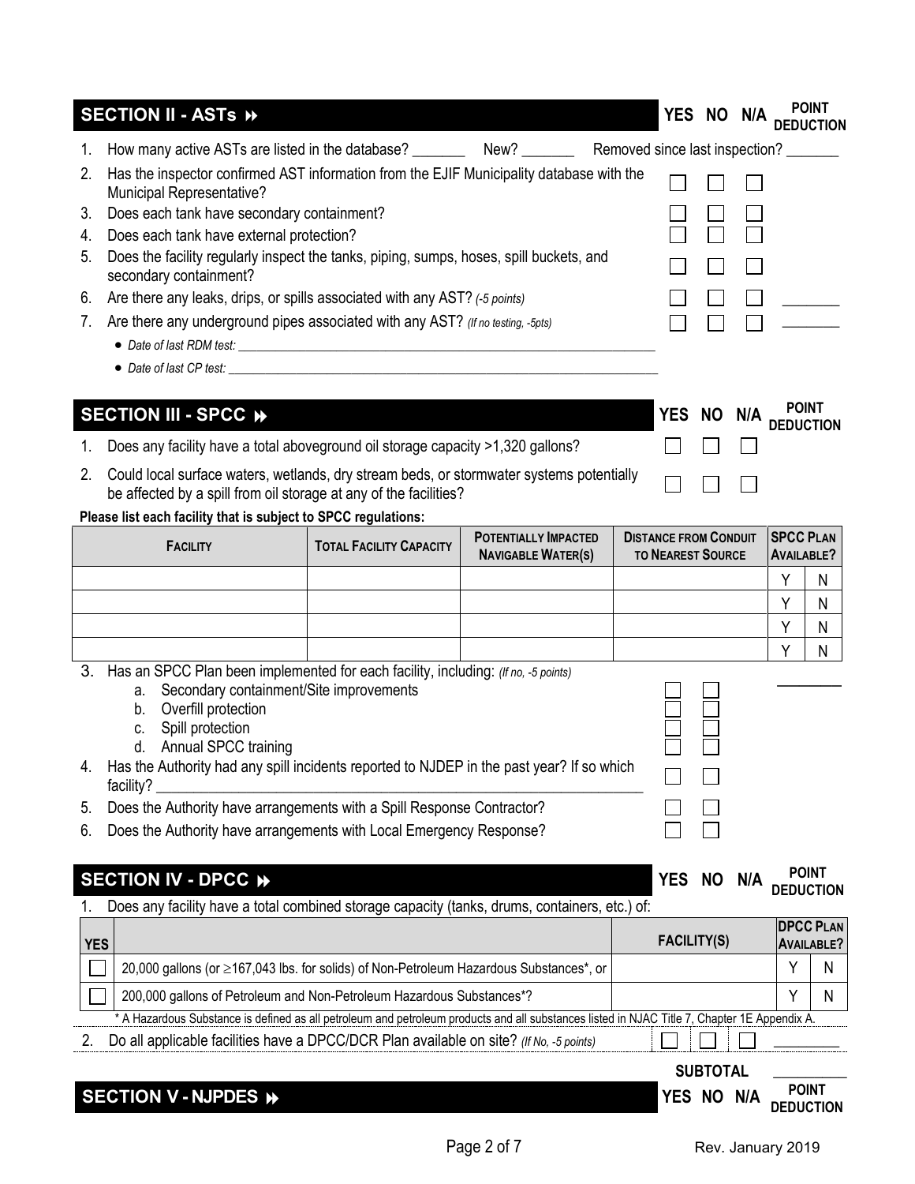## SECTION II - ASTs

| | | YES | NO | N/A | POINT DEDUCTION |
|---|---|---|---|---|---|
| 1. | How many active ASTs are listed in the database? _______ New? _______ Removed since last inspection? _______ | | | | |
| 2. | Has the inspector confirmed AST information from the EJIF Municipality database with the Municipal Representative? | ☐ | ☐ | ☐ | |
| 3. | Does each tank have secondary containment? | ☐ | ☐ | ☐ | |
| 4. | Does each tank have external protection? | ☐ | ☐ | ☐ | |
| 5. | Does the facility regularly inspect the tanks, piping, sumps, hoses, spill buckets, and secondary containment? | ☐ | ☐ | ☐ | |
| 6. | Are there any leaks, drips, or spills associated with any AST? *(-5 points)* | ☐ | ☐ | ☐ | _______ |
| 7. | Are there any underground pipes associated with any AST? *(If no testing, -5pts)* | ☐ | ☐ | ☐ | _______ |

- *Date of last RDM test:* _______________________________________________
- *Date of last CP test:* _______________________________________________

## SECTION III - SPCC

| | | YES | NO | N/A | POINT DEDUCTION |
|---|---|---|---|---|---|
| 1. | Does any facility have a total aboveground oil storage capacity >1,320 gallons? | ☐ | ☐ | ☐ | |
| 2. | Could local surface waters, wetlands, dry stream beds, or stormwater systems potentially be affected by a spill from oil storage at any of the facilities? | ☐ | ☐ | ☐ | |

**Please list each facility that is subject to SPCC regulations:**

| FACILITY | TOTAL FACILITY CAPACITY | POTENTIALLY IMPACTED NAVIGABLE WATER(S) | DISTANCE FROM CONDUIT TO NEAREST SOURCE | SPCC PLAN AVAILABLE? | |
|---|---|---|---|---|---|
| | | | | Y | N |
| | | | | Y | N |
| | | | | Y | N |
| | | | | Y | N |

| | | YES | NO | POINT DEDUCTION |
|---|---|---|---|---|
| 3. | Has an SPCC Plan been implemented for each facility, including: *(If no, -5 points)* | | | _______ |
| | a. Secondary containment/Site improvements | ☐ | ☐ | |
| | b. Overfill protection | ☐ | ☐ | |
| | c. Spill protection | ☐ | ☐ | |
| | d. Annual SPCC training | ☐ | ☐ | |
| 4. | Has the Authority had any spill incidents reported to NJDEP in the past year? If so which facility? _______________________________ | ☐ | ☐ | |
| 5. | Does the Authority have arrangements with a Spill Response Contractor? | ☐ | ☐ | |
| 6. | Does the Authority have arrangements with Local Emergency Response? | ☐ | ☐ | |

## SECTION IV - DPCC

YES NO N/A POINT DEDUCTION

1. Does any facility have a total combined storage capacity (tanks, drums, containers, etc.) of:

| YES | | FACILITY(S) | DPCC PLAN AVAILABLE? | |
|---|---|---|---|---|
| ☐ | 20,000 gallons (or ≥167,043 lbs. for solids) of Non-Petroleum Hazardous Substances*, or | | Y | N |
| ☐ | 200,000 gallons of Petroleum and Non-Petroleum Hazardous Substances*? | | Y | N |

\* A Hazardous Substance is defined as all petroleum and petroleum products and all substances listed in NJAC Title 7, Chapter 1E Appendix A.

| | | YES | NO | N/A | POINT DEDUCTION |
|---|---|---|---|---|---|
| 2. | Do all applicable facilities have a DPCC/DCR Plan available on site? *(If No, -5 points)* | ☐ | ☐ | ☐ | _______ |

**SUBTOTAL** _______

## SECTION V - NJPDES

YES NO N/A POINT DEDUCTION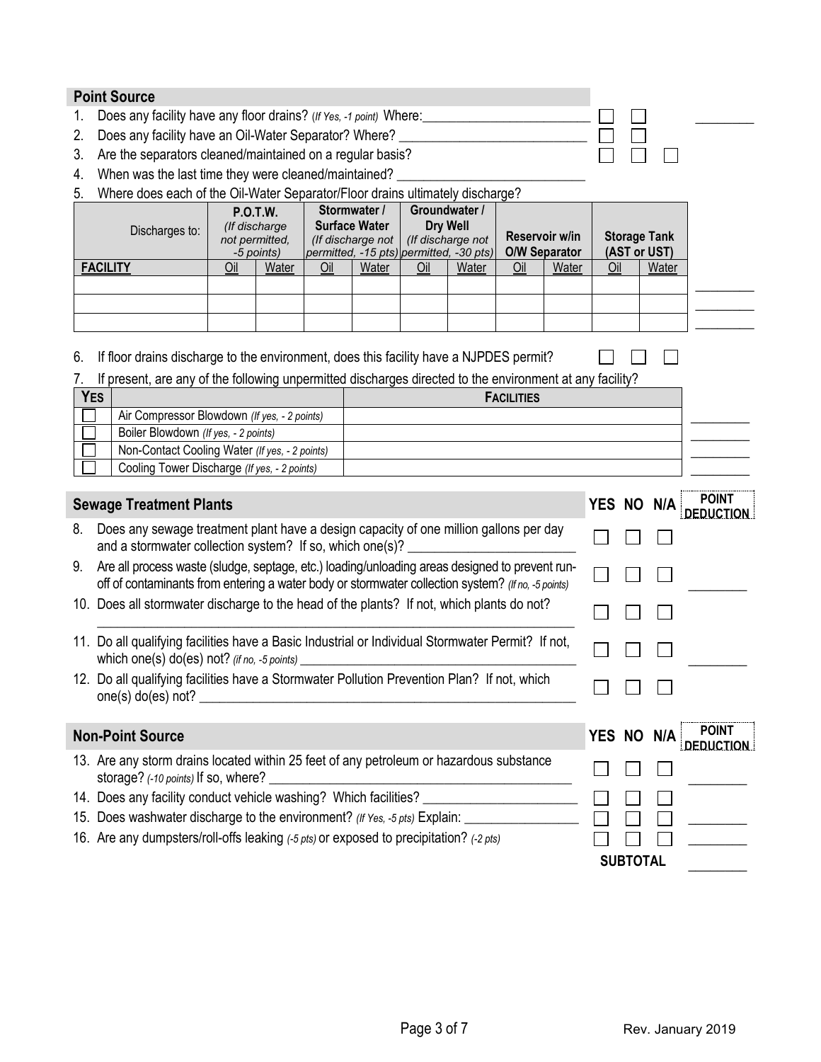## Point Source

1. Does any facility have any floor drains? *(If Yes, -1 point)* Where:_______________________ ☐ ☐ ________
2. Does any facility have an Oil-Water Separator? Where? _______________________ ☐ ☐
3. Are the separators cleaned/maintained on a regular basis? ☐ ☐ ☐
4. When was the last time they were cleaned/maintained? _______________________
5. Where does each of the Oil-Water Separator/Floor drains ultimately discharge?

| Discharges to: | P.O.T.W. *(If discharge not permitted, -5 points)* | | Stormwater / Surface Water *(If discharge not permitted, -15 pts)* | | Groundwater / Dry Well *(If discharge not permitted, -30 pts)* | | Reservoir w/in O/W Separator | | Storage Tank (AST or UST) | | |
|---|---|---|---|---|---|---|---|---|---|---|---|
| **FACILITY** | Oil | Water | Oil | Water | Oil | Water | Oil | Water | Oil | Water | |
| | | | | | | | | | | | ________ |
| | | | | | | | | | | | ________ |
| | | | | | | | | | | | ________ |

6. If floor drains discharge to the environment, does this facility have a NJPDES permit? ☐ ☐ ☐
7. If present, are any of the following unpermitted discharges directed to the environment at any facility?

| YES | | FACILITIES | |
|---|---|---|---|
| ☐ | Air Compressor Blowdown *(If yes, - 2 points)* | | ________ |
| ☐ | Boiler Blowdown *(If yes, - 2 points)* | | ________ |
| ☐ | Non-Contact Cooling Water *(If yes, - 2 points)* | | ________ |
| ☐ | Cooling Tower Discharge *(If yes, - 2 points)* | | ________ |

## Sewage Treatment Plants

| | YES | NO | N/A | POINT DEDUCTION |
|---|---|---|---|---|
| 8. Does any sewage treatment plant have a design capacity of one million gallons per day and a stormwater collection system? If so, which one(s)? _______________________ | ☐ | ☐ | ☐ | |
| 9. Are all process waste (sludge, septage, etc.) loading/unloading areas designed to prevent run-off of contaminants from entering a water body or stormwater collection system? *(If no, -5 points)* | ☐ | ☐ | ☐ | ________ |
| 10. Does all stormwater discharge to the head of the plants? If not, which plants do not? _______________________ | ☐ | ☐ | ☐ | |
| 11. Do all qualifying facilities have a Basic Industrial or Individual Stormwater Permit? If not, which one(s) do(es) not? *(if no, -5 points)* _______________________ | ☐ | ☐ | ☐ | ________ |
| 12. Do all qualifying facilities have a Stormwater Pollution Prevention Plan? If not, which one(s) do(es) not? _______________________ | ☐ | ☐ | ☐ | |

## Non-Point Source

| | YES | NO | N/A | POINT DEDUCTION |
|---|---|---|---|---|
| 13. Are any storm drains located within 25 feet of any petroleum or hazardous substance storage? *(-10 points)* If so, where? _______________________ | ☐ | ☐ | ☐ | ________ |
| 14. Does any facility conduct vehicle washing? Which facilities? _______________________ | ☐ | ☐ | ☐ | |
| 15. Does washwater discharge to the environment? *(If Yes, -5 pts)* Explain: _______________________ | ☐ | ☐ | ☐ | ________ |
| 16. Are any dumpsters/roll-offs leaking *(-5 pts)* or exposed to precipitation? *(-2 pts)* | ☐ | ☐ | ☐ | ________ |
| | **SUBTOTAL** | | | ________ |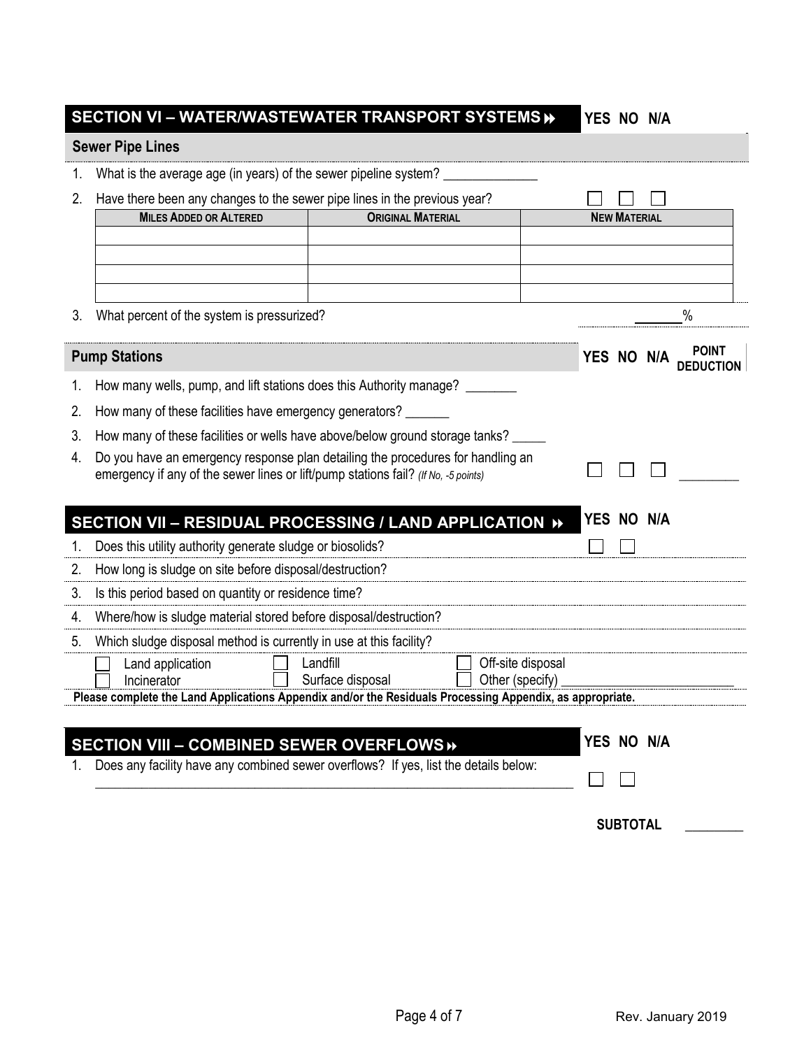## SECTION VI – WATER/WASTEWATER TRANSPORT SYSTEMS

YES NO N/A

### Sewer Pipe Lines

1. What is the average age (in years) of the sewer pipeline system? ______________
2. Have there been any changes to the sewer pipe lines in the previous year? ☐ ☐ ☐

| MILES ADDED OR ALTERED | ORIGINAL MATERIAL | NEW MATERIAL |
|---|---|---|
| | | |
| | | |
| | | |
| | | |

3. What percent of the system is pressurized? _______%

### Pump Stations

YES NO N/A POINT DEDUCTION

1. How many wells, pump, and lift stations does this Authority manage? ________
2. How many of these facilities have emergency generators? _______
3. How many of these facilities or wells have above/below ground storage tanks? _____
4. Do you have an emergency response plan detailing the procedures for handling an emergency if any of the sewer lines or lift/pump stations fail? *(If No, -5 points)* ☐ ☐ ☐ _________

## SECTION VII – RESIDUAL PROCESSING / LAND APPLICATION

YES NO N/A

1. Does this utility authority generate sludge or biosolids? ☐ ☐
2. How long is sludge on site before disposal/destruction?
3. Is this period based on quantity or residence time?
4. Where/how is sludge material stored before disposal/destruction?
5. Which sludge disposal method is currently in use at this facility?

☐ Land application ☐ Landfill ☐ Off-site disposal
☐ Incinerator ☐ Surface disposal ☐ Other (specify) _________________________

**Please complete the Land Applications Appendix and/or the Residuals Processing Appendix, as appropriate.**

## SECTION VIII – COMBINED SEWER OVERFLOWS

YES NO N/A

1. Does any facility have any combined sewer overflows? If yes, list the details below: ☐ ☐
___________________________________________________________________________

**SUBTOTAL** _________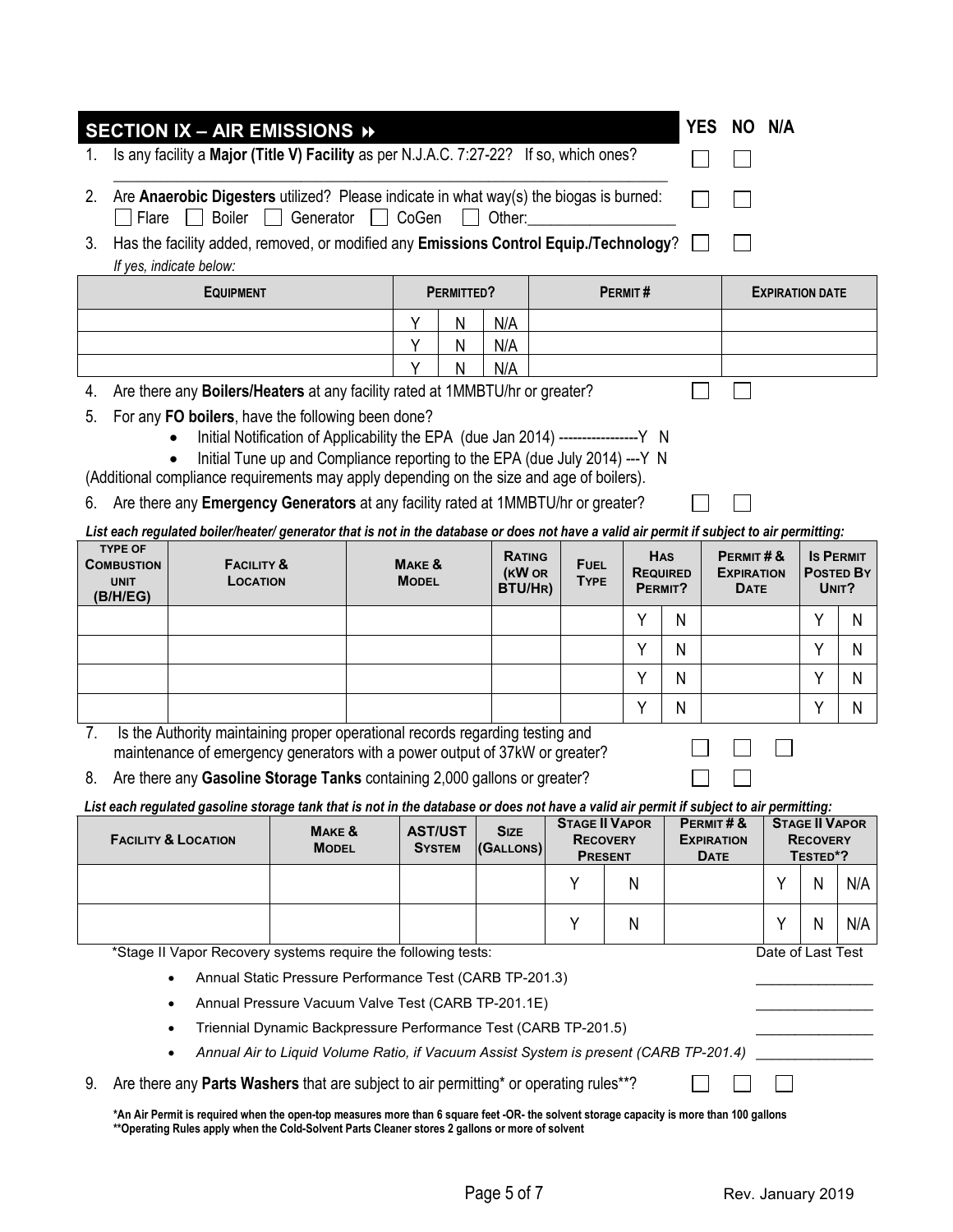## SECTION IX – AIR EMISSIONS ⏩

| | | YES | NO | N/A |
|---|---|---|---|---|
| 1. | Is any facility a **Major (Title V) Facility** as per N.J.A.C. 7:27-22? If so, which ones? ______________________________ | ☐ | ☐ | |
| 2. | Are **Anaerobic Digesters** utilized? Please indicate in what way(s) the biogas is burned: ☐ Flare ☐ Boiler ☐ Generator ☐ CoGen ☐ Other:__________________ | ☐ | ☐ | |
| 3. | Has the facility added, removed, or modified any **Emissions Control Equip./Technology**? *If yes, indicate below:* | ☐ | ☐ | |

| Equipment | Permitted? | | | Permit # | Expiration Date |
|---|---|---|---|---|---|
| | Y | N | N/A | | |
| | Y | N | N/A | | |
| | Y | N | N/A | | |

4. Are there any **Boilers/Heaters** at any facility rated at 1MMBTU/hr or greater? ☐ ☐

5. For any **FO boilers**, have the following been done?
   - Initial Notification of Applicability the EPA (due Jan 2014) -----------------Y N
   - Initial Tune up and Compliance reporting to the EPA (due July 2014) ---Y N

(Additional compliance requirements may apply depending on the size and age of boilers).

6. Are there any **Emergency Generators** at any facility rated at 1MMBTU/hr or greater? ☐ ☐

***List each regulated boiler/heater/ generator that is not in the database or does not have a valid air permit if subject to air permitting:***

| Type of Combustion Unit (B/H/EG) | Facility & Location | Make & Model | Rating (kW or BTU/Hr) | Fuel Type | Has Required Permit? | | Permit # & Expiration Date | Is Permit Posted By Unit? | |
|---|---|---|---|---|---|---|---|---|---|
| | | | | | Y | N | | Y | N |
| | | | | | Y | N | | Y | N |
| | | | | | Y | N | | Y | N |
| | | | | | Y | N | | Y | N |

7. Is the Authority maintaining proper operational records regarding testing and maintenance of emergency generators with a power output of 37kW or greater? ☐ ☐ ☐

8. Are there any **Gasoline Storage Tanks** containing 2,000 gallons or greater? ☐ ☐

***List each regulated gasoline storage tank that is not in the database or does not have a valid air permit if subject to air permitting:***

| Facility & Location | Make & Model | AST/UST System | Size (Gallons) | Stage II Vapor Recovery Present | | Permit # & Expiration Date | Stage II Vapor Recovery Tested*? | | |
|---|---|---|---|---|---|---|---|---|---|
| | | | | Y | N | | Y | N | N/A |
| | | | | Y | N | | Y | N | N/A |

*Stage II Vapor Recovery systems require the following tests: — Date of Last Test

- Annual Static Pressure Performance Test (CARB TP-201.3) _______________
- Annual Pressure Vacuum Valve Test (CARB TP-201.1E) _______________
- Triennial Dynamic Backpressure Performance Test (CARB TP-201.5) _______________
- *Annual Air to Liquid Volume Ratio, if Vacuum Assist System is present (CARB TP-201.4)* _______________

9. Are there any **Parts Washers** that are subject to air permitting* or operating rules**? ☐ ☐ ☐

**\*An Air Permit is required when the open-top measures more than 6 square feet -OR- the solvent storage capacity is more than 100 gallons**
**\*\*Operating Rules apply when the Cold-Solvent Parts Cleaner stores 2 gallons or more of solvent**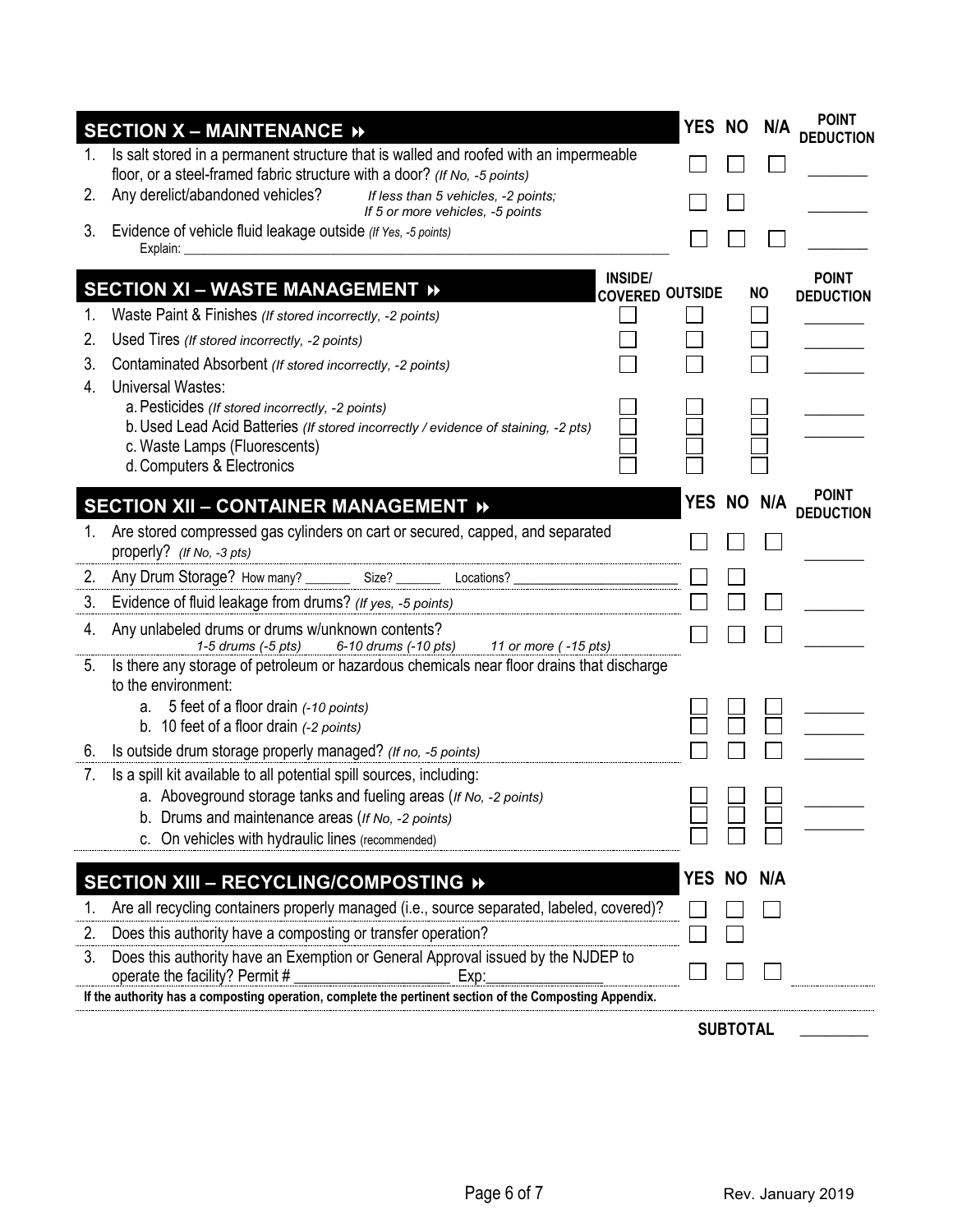## SECTION X – MAINTENANCE ⏩

| | | YES | NO | N/A | POINT DEDUCTION |
|---|---|---|---|---|---|
| 1. | Is salt stored in a permanent structure that is walled and roofed with an impermeable floor, or a steel-framed fabric structure with a door? *(If No, -5 points)* | ☐ | ☐ | ☐ | _______ |
| 2. | Any derelict/abandoned vehicles? *If less than 5 vehicles, -2 points; If 5 or more vehicles, -5 points* | ☐ | ☐ | | _______ |
| 3. | Evidence of vehicle fluid leakage outside *(If Yes, -5 points)* Explain: _______________ | ☐ | ☐ | ☐ | _______ |

## SECTION XI – WASTE MANAGEMENT ⏩

| | | INSIDE/ COVERED | OUTSIDE | NO | POINT DEDUCTION |
|---|---|---|---|---|---|
| 1. | Waste Paint & Finishes *(If stored incorrectly, -2 points)* | ☐ | ☐ | ☐ | _______ |
| 2. | Used Tires *(If stored incorrectly, -2 points)* | ☐ | ☐ | ☐ | _______ |
| 3. | Contaminated Absorbent *(If stored incorrectly, -2 points)* | ☐ | ☐ | ☐ | _______ |
| 4. | Universal Wastes: | | | | |
| | a. Pesticides *(If stored incorrectly, -2 points)* | ☐ | ☐ | ☐ | _______ |
| | b. Used Lead Acid Batteries *(If stored incorrectly / evidence of staining, -2 pts)* | ☐ | ☐ | ☐ | _______ |
| | c. Waste Lamps (Fluorescents) | ☐ | ☐ | ☐ | |
| | d. Computers & Electronics | ☐ | ☐ | ☐ | |

## SECTION XII – CONTAINER MANAGEMENT ⏩

| | | YES | NO | N/A | POINT DEDUCTION |
|---|---|---|---|---|---|
| 1. | Are stored compressed gas cylinders on cart or secured, capped, and separated properly? *(If No, -3 pts)* | ☐ | ☐ | ☐ | _______ |
| 2. | Any Drum Storage? How many? _______ Size? _______ Locations? _______________ | ☐ | ☐ | | |
| 3. | Evidence of fluid leakage from drums? *(If yes, -5 points)* | ☐ | ☐ | ☐ | _______ |
| 4. | Any unlabeled drums or drums w/unknown contents? *1-5 drums (-5 pts) 6-10 drums (-10 pts) 11 or more ( -15 pts)* | ☐ | ☐ | ☐ | _______ |
| 5. | Is there any storage of petroleum or hazardous chemicals near floor drains that discharge to the environment: | | | | |
| | a. 5 feet of a floor drain *(-10 points)* | ☐ | ☐ | ☐ | _______ |
| | b. 10 feet of a floor drain *(-2 points)* | ☐ | ☐ | ☐ | _______ |
| 6. | Is outside drum storage properly managed? *(If no, -5 points)* | ☐ | ☐ | ☐ | _______ |
| 7. | Is a spill kit available to all potential spill sources, including: | | | | |
| | a. Aboveground storage tanks and fueling areas (*If No, -2 points)* | ☐ | ☐ | ☐ | _______ |
| | b. Drums and maintenance areas (*If No, -2 points)* | ☐ | ☐ | ☐ | _______ |
| | c. On vehicles with hydraulic lines (recommended) | ☐ | ☐ | ☐ | |

## SECTION XIII – RECYCLING/COMPOSTING ⏩

| | | YES | NO | N/A |
|---|---|---|---|---|
| 1. | Are all recycling containers properly managed (i.e., source separated, labeled, covered)? | ☐ | ☐ | ☐ |
| 2. | Does this authority have a composting or transfer operation? | ☐ | ☐ | |
| 3. | Does this authority have an Exemption or General Approval issued by the NJDEP to operate the facility? Permit # _______________ Exp: _______________ | ☐ | ☐ | ☐ |

**If the authority has a composting operation, complete the pertinent section of the Composting Appendix.**

**SUBTOTAL** _________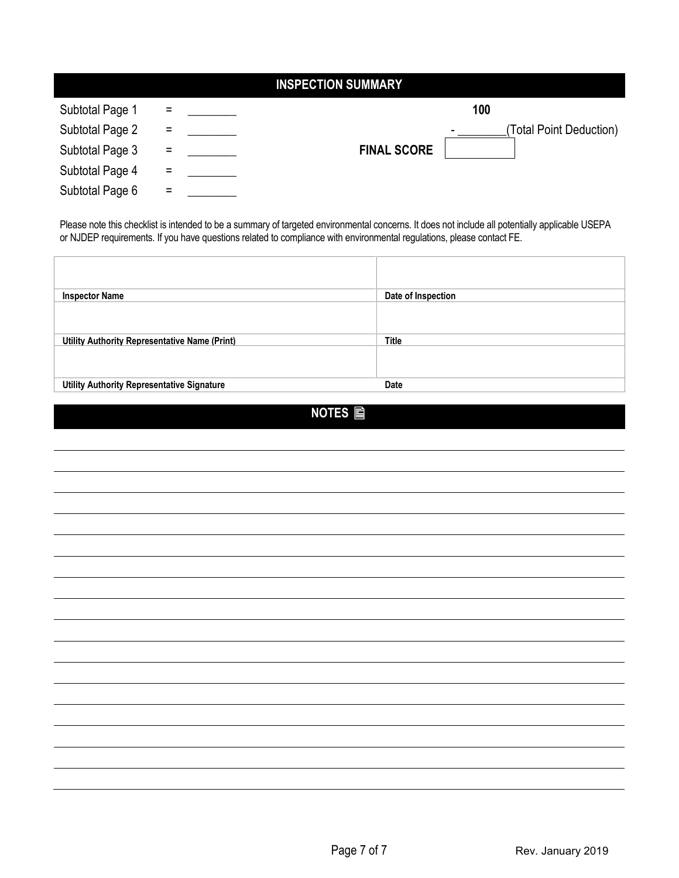## INSPECTION SUMMARY

| | | | | |
|---|---|---|---|---|
| Subtotal Page 1 | = | ________ | | 100 |
| Subtotal Page 2 | = | ________ | | - ________(Total Point Deduction) |
| Subtotal Page 3 | = | ________ | **FINAL SCORE** | |
| Subtotal Page 4 | = | ________ | | |
| Subtotal Page 6 | = | ________ | | |

Please note this checklist is intended to be a summary of targeted environmental concerns. It does not include all potentially applicable USEPA or NJDEP requirements. If you have questions related to compliance with environmental regulations, please contact FE.

| | |
|---|---|
| **Inspector Name** | **Date of Inspection** |
| | |
| **Utility Authority Representative Name (Print)** | **Title** |
| | |
| **Utility Authority Representative Signature** | **Date** |

## NOTES